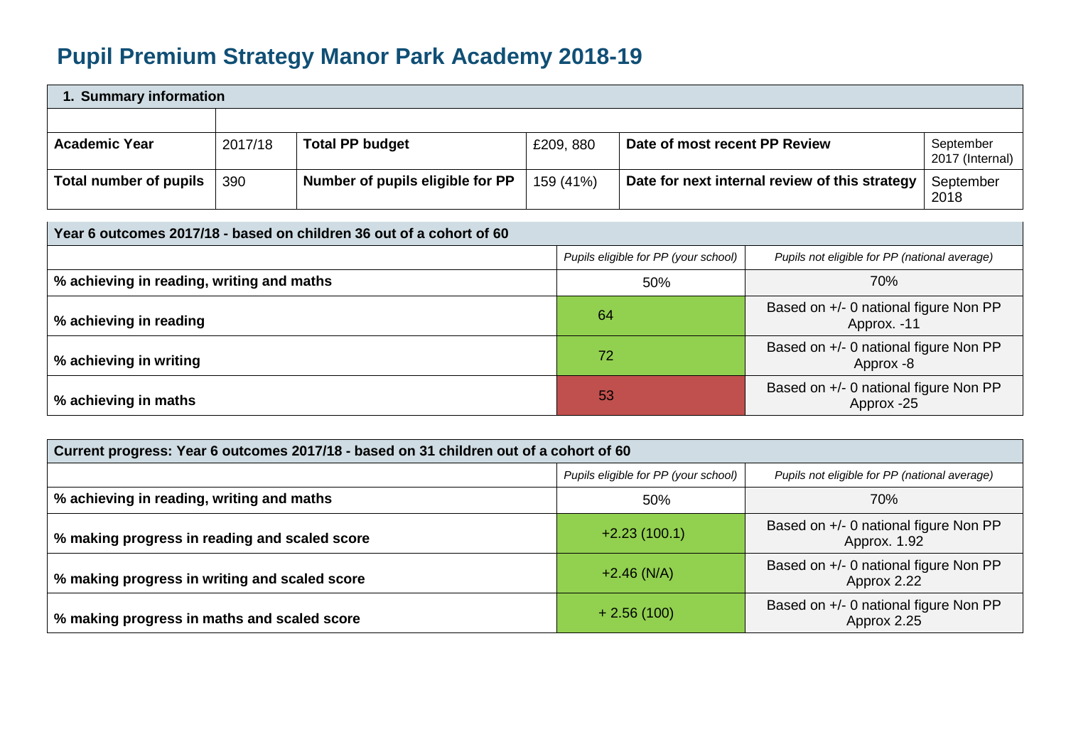# Pupil Premium Strategy Manor Park Academy 2018-19

| 1. Summary information | | | | | |
|---|---|---|---|---|---|
| | | | | | |
| **Academic Year** | 2017/18 | **Total PP budget** | £209, 880 | **Date of most recent PP Review** | September 2017 (Internal) |
| **Total number of pupils** | 390 | **Number of pupils eligible for PP** | 159 (41%) | **Date for next internal review of this strategy** | September 2018 |

| Year 6 outcomes 2017/18 - based on children 36 out of a cohort of 60 | | |
|---|---|---|
| | *Pupils eligible for PP (your school)* | *Pupils not eligible for PP (national average)* |
| **% achieving in reading, writing and maths** | 50% | 70% |
| **% achieving in reading** | 64 | Based on +/- 0 national figure Non PP Approx. -11 |
| **% achieving in writing** | 72 | Based on +/- 0 national figure Non PP Approx -8 |
| **% achieving in maths** | 53 | Based on +/- 0 national figure Non PP Approx -25 |

| Current progress: Year 6 outcomes 2017/18 - based on 31 children out of a cohort of 60 | | |
|---|---|---|
| | *Pupils eligible for PP (your school)* | *Pupils not eligible for PP (national average)* |
| **% achieving in reading, writing and maths** | 50% | 70% |
| **% making progress in reading and scaled score** | +2.23 (100.1) | Based on +/- 0 national figure Non PP Approx. 1.92 |
| **% making progress in writing and scaled score** | +2.46 (N/A) | Based on +/- 0 national figure Non PP Approx 2.22 |
| **% making progress in maths and scaled score** | + 2.56 (100) | Based on +/- 0 national figure Non PP Approx 2.25 |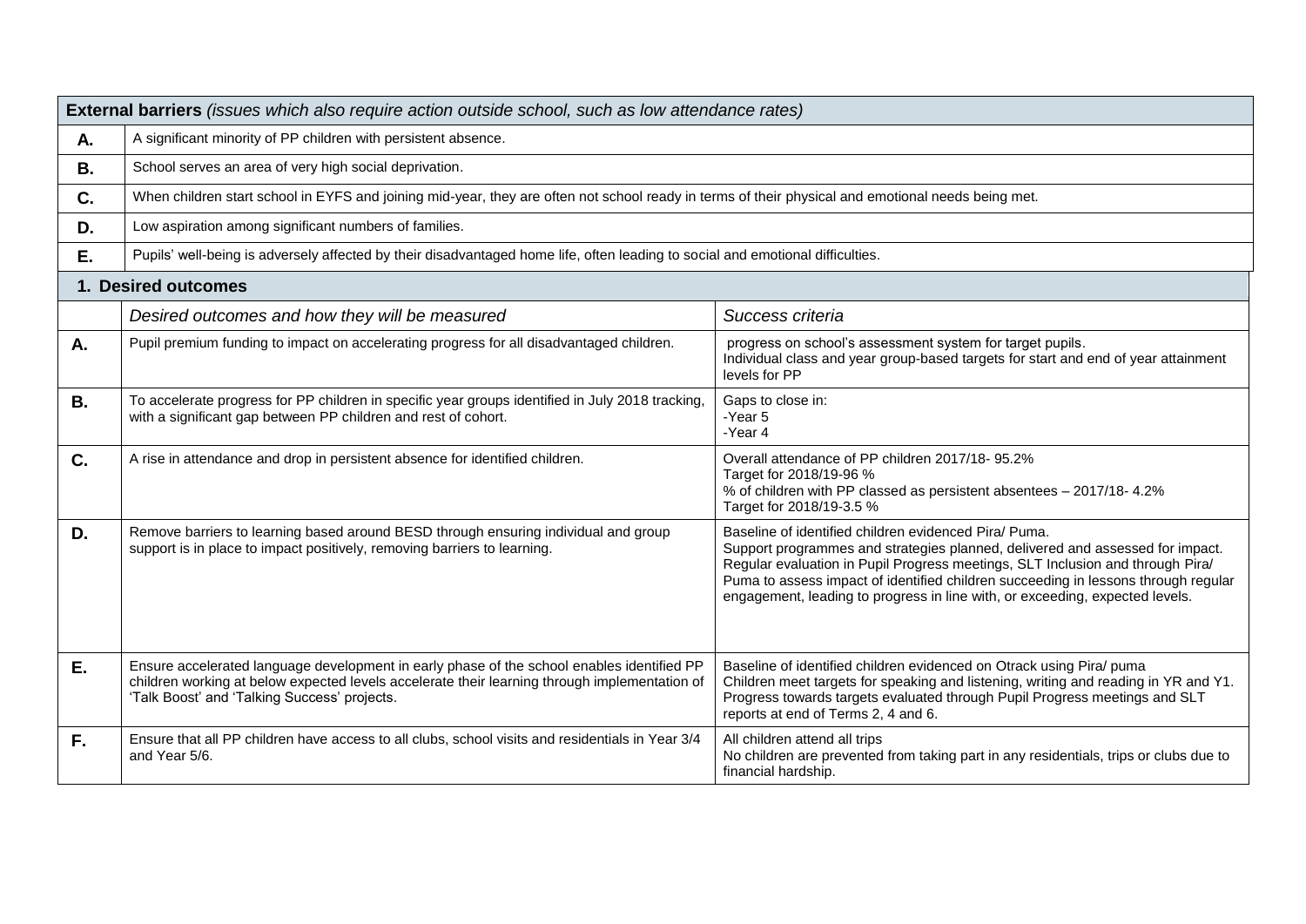| | |
|---|---|
| **External barriers** *(issues which also require action outside school, such as low attendance rates)* | |
| **A.** | A significant minority of PP children with persistent absence. |
| **B.** | School serves an area of very high social deprivation. |
| **C.** | When children start school in EYFS and joining mid-year, they are often not school ready in terms of their physical and emotional needs being met. |
| **D.** | Low aspiration among significant numbers of families. |
| **E.** | Pupils' well-being is adversely affected by their disadvantaged home life, often leading to social and emotional difficulties. |

## 1. Desired outcomes

| | *Desired outcomes and how they will be measured* | *Success criteria* |
|---|---|---|
| **A.** | Pupil premium funding to impact on accelerating progress for all disadvantaged children. | progress on school's assessment system for target pupils.<br>Individual class and year group-based targets for start and end of year attainment levels for PP |
| **B.** | To accelerate progress for PP children in specific year groups identified in July 2018 tracking, with a significant gap between PP children and rest of cohort. | Gaps to close in:<br>-Year 5<br>-Year 4 |
| **C.** | A rise in attendance and drop in persistent absence for identified children. | Overall attendance of PP children 2017/18- 95.2%<br>Target for 2018/19-96 %<br>% of children with PP classed as persistent absentees – 2017/18- 4.2%<br>Target for 2018/19-3.5 % |
| **D.** | Remove barriers to learning based around BESD through ensuring individual and group support is in place to impact positively, removing barriers to learning. | Baseline of identified children evidenced Pira/ Puma.<br>Support programmes and strategies planned, delivered and assessed for impact.<br>Regular evaluation in Pupil Progress meetings, SLT Inclusion and through Pira/ Puma to assess impact of identified children succeeding in lessons through regular engagement, leading to progress in line with, or exceeding, expected levels. |
| **E.** | Ensure accelerated language development in early phase of the school enables identified PP children working at below expected levels accelerate their learning through implementation of 'Talk Boost' and 'Talking Success' projects. | Baseline of identified children evidenced on Otrack using Pira/ puma<br>Children meet targets for speaking and listening, writing and reading in YR and Y1.<br>Progress towards targets evaluated through Pupil Progress meetings and SLT reports at end of Terms 2, 4 and 6. |
| **F.** | Ensure that all PP children have access to all clubs, school visits and residentials in Year 3/4 and Year 5/6. | All children attend all trips<br>No children are prevented from taking part in any residentials, trips or clubs due to financial hardship. |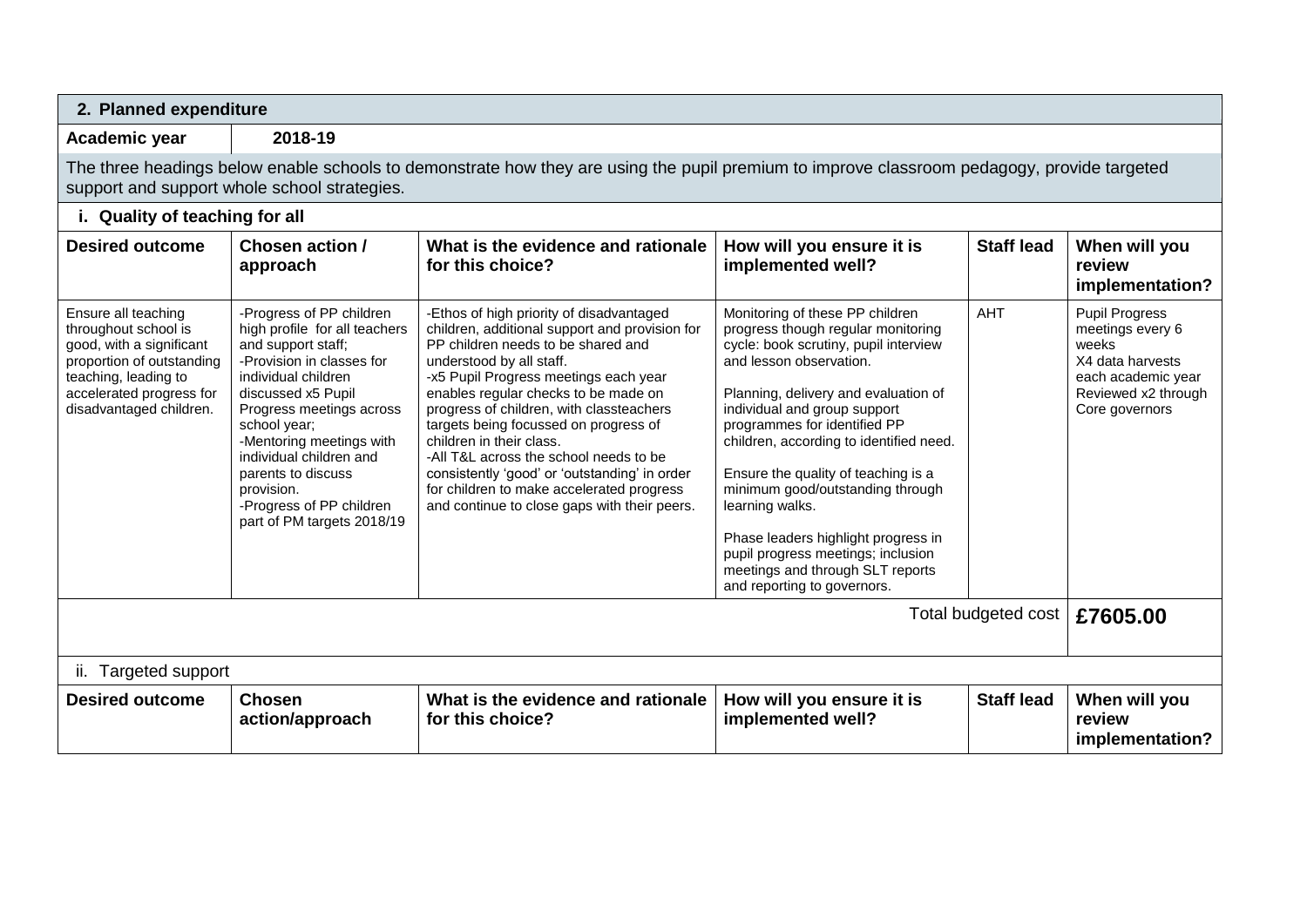## 2. Planned expenditure

| | |
|---|---|
| **Academic year** | **2018-19** |

The three headings below enable schools to demonstrate how they are using the pupil premium to improve classroom pedagogy, provide targeted support and support whole school strategies.

### i. Quality of teaching for all

| Desired outcome | Chosen action / approach | What is the evidence and rationale for this choice? | How will you ensure it is implemented well? | Staff lead | When will you review implementation? |
|---|---|---|---|---|---|
| Ensure all teaching throughout school is good, with a significant proportion of outstanding teaching, leading to accelerated progress for disadvantaged children. | -Progress of PP children high profile for all teachers and support staff;<br>-Provision in classes for individual children discussed x5 Pupil Progress meetings across school year;<br>-Mentoring meetings with individual children and parents to discuss provision.<br>-Progress of PP children part of PM targets 2018/19 | -Ethos of high priority of disadvantaged children, additional support and provision for PP children needs to be shared and understood by all staff.<br>-x5 Pupil Progress meetings each year enables regular checks to be made on progress of children, with classteachers targets being focussed on progress of children in their class.<br>-All T&L across the school needs to be consistently 'good' or 'outstanding' in order for children to make accelerated progress and continue to close gaps with their peers. | Monitoring of these PP children progress though regular monitoring cycle: book scrutiny, pupil interview and lesson observation.<br><br>Planning, delivery and evaluation of individual and group support programmes for identified PP children, according to identified need.<br><br>Ensure the quality of teaching is a minimum good/outstanding through learning walks.<br><br>Phase leaders highlight progress in pupil progress meetings; inclusion meetings and through SLT reports and reporting to governors. | AHT | Pupil Progress meetings every 6 weeks<br>X4 data harvests each academic year<br>Reviewed x2 through Core governors |
| | | | | Total budgeted cost | **£7605.00** |

### ii. Targeted support

| Desired outcome | Chosen action/approach | What is the evidence and rationale for this choice? | How will you ensure it is implemented well? | Staff lead | When will you review implementation? |
|---|---|---|---|---|---|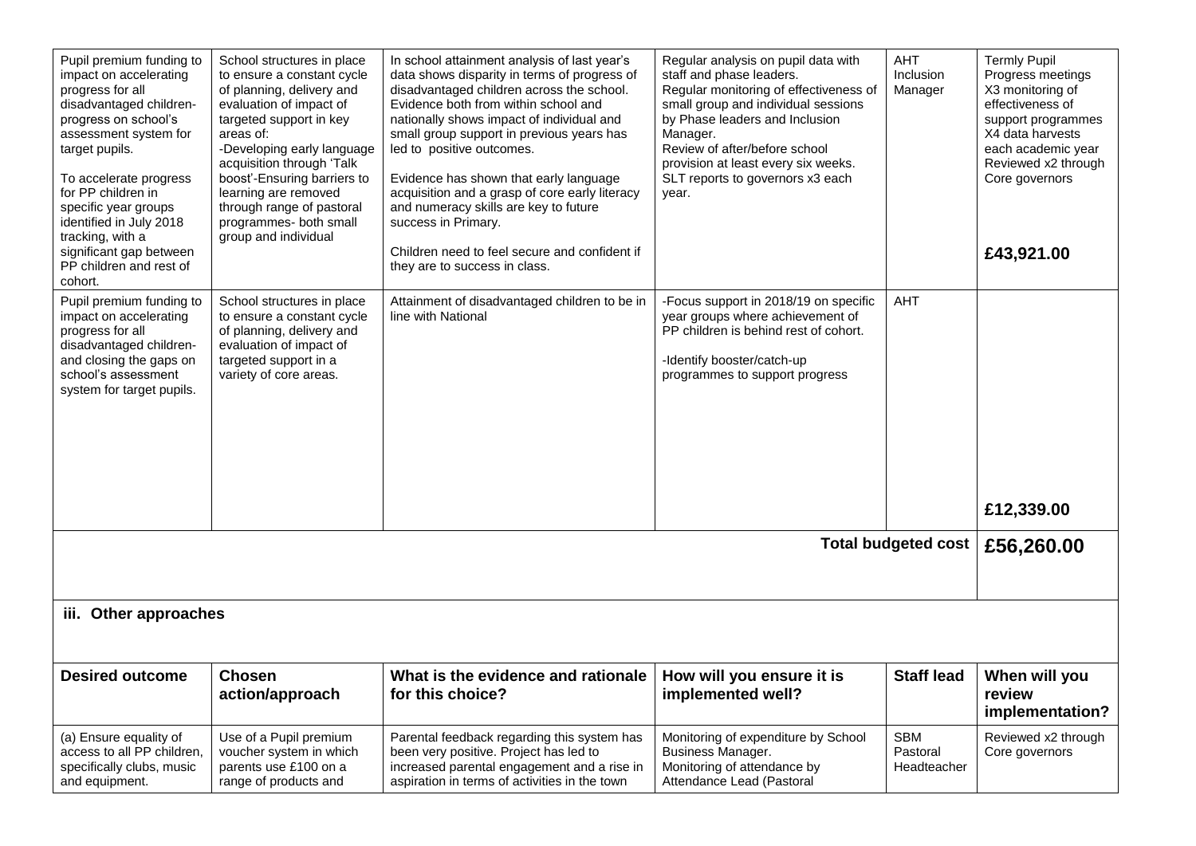| | | | | | |
|---|---|---|---|---|---|
| Pupil premium funding to impact on accelerating progress for all disadvantaged children- progress on school's assessment system for target pupils.<br><br>To accelerate progress for PP children in specific year groups identified in July 2018 tracking, with a significant gap between PP children and rest of cohort. | School structures in place to ensure a constant cycle of planning, delivery and evaluation of impact of targeted support in key areas of:<br>-Developing early language acquisition through 'Talk boost'-Ensuring barriers to learning are removed through range of pastoral programmes- both small group and individual | In school attainment analysis of last year's data shows disparity in terms of progress of disadvantaged children across the school. Evidence both from within school and nationally shows impact of individual and small group support in previous years has led to positive outcomes.<br><br>Evidence has shown that early language acquisition and a grasp of core early literacy and numeracy skills are key to future success in Primary.<br><br>Children need to feel secure and confident if they are to success in class. | Regular analysis on pupil data with staff and phase leaders.<br>Regular monitoring of effectiveness of small group and individual sessions by Phase leaders and Inclusion Manager.<br>Review of after/before school provision at least every six weeks.<br>SLT reports to governors x3 each year. | AHT<br>Inclusion Manager | Termly Pupil Progress meetings<br>X3 monitoring of effectiveness of support programmes<br>X4 data harvests each academic year<br>Reviewed x2 through Core governors<br><br>**£43,921.00** |
| Pupil premium funding to impact on accelerating progress for all disadvantaged children- and closing the gaps on school's assessment system for target pupils. | School structures in place to ensure a constant cycle of planning, delivery and evaluation of impact of targeted support in a variety of core areas. | Attainment of disadvantaged children to be in line with National | -Focus support in 2018/19 on specific year groups where achievement of PP children is behind rest of cohort.<br><br>-Identify booster/catch-up programmes to support progress | AHT | **£12,339.00** |
| | | | | **Total budgeted cost** | **£56,260.00** |

**iii. Other approaches**

| Desired outcome | Chosen action/approach | What is the evidence and rationale for this choice? | How will you ensure it is implemented well? | Staff lead | When will you review implementation? |
|---|---|---|---|---|---|
| (a) Ensure equality of access to all PP children, specifically clubs, music and equipment. | Use of a Pupil premium voucher system in which parents use £100 on a range of products and | Parental feedback regarding this system has been very positive. Project has led to increased parental engagement and a rise in aspiration in terms of activities in the town | Monitoring of expenditure by School Business Manager.<br>Monitoring of attendance by Attendance Lead (Pastoral | SBM<br>Pastoral<br>Headteacher | Reviewed x2 through Core governors |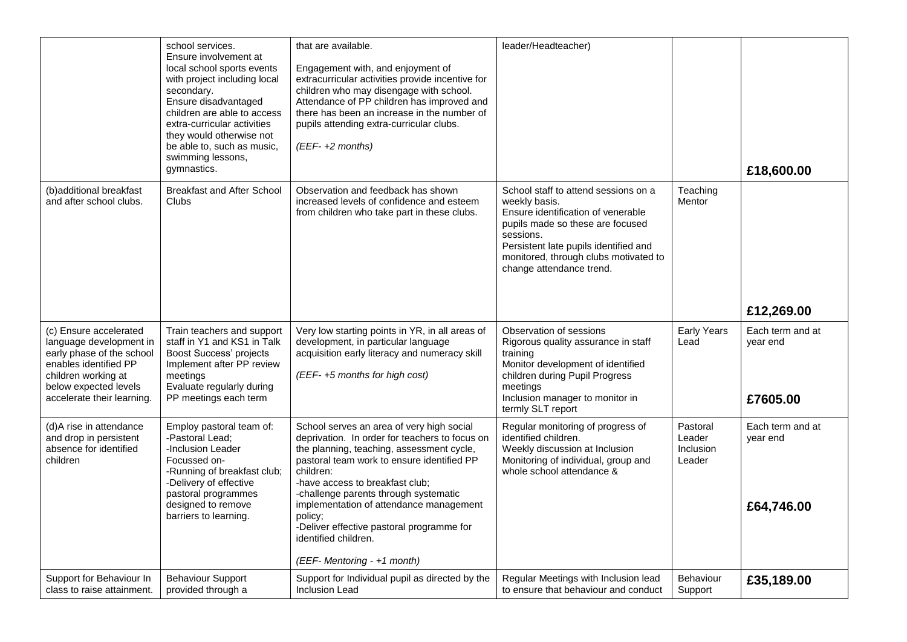| | | | | | |
|---|---|---|---|---|---|
| | school services.<br>Ensure involvement at local school sports events with project including local secondary.<br>Ensure disadvantaged children are able to access extra-curricular activities they would otherwise not be able to, such as music, swimming lessons, gymnastics. | that are available.<br><br>Engagement with, and enjoyment of extracurricular activities provide incentive for children who may disengage with school. Attendance of PP children has improved and there has been an increase in the number of pupils attending extra-curricular clubs.<br><br>*(EEF- +2 months)* | leader/Headteacher) | | **£18,600.00** |
| (b)additional breakfast and after school clubs. | Breakfast and After School Clubs | Observation and feedback has shown increased levels of confidence and esteem from children who take part in these clubs. | School staff to attend sessions on a weekly basis.<br>Ensure identification of venerable pupils made so these are focused sessions.<br>Persistent late pupils identified and monitored, through clubs motivated to change attendance trend. | Teaching Mentor | **£12,269.00** |
| (c) Ensure accelerated language development in early phase of the school enables identified PP children working at below expected levels accelerate their learning. | Train teachers and support staff in Y1 and KS1 in Talk Boost Success' projects<br>Implement after PP review meetings<br>Evaluate regularly during PP meetings each term | Very low starting points in YR, in all areas of development, in particular language acquisition early literacy and numeracy skill<br><br>*(EEF- +5 months for high cost)* | Observation of sessions<br>Rigorous quality assurance in staff training<br>Monitor development of identified children during Pupil Progress meetings<br>Inclusion manager to monitor in termly SLT report | Early Years Lead | Each term and at year end<br><br>**£7605.00** |
| (d)A rise in attendance and drop in persistent absence for identified children | Employ pastoral team of:<br>-Pastoral Lead;<br>-Inclusion Leader<br>Focussed on-<br>-Running of breakfast club;<br>-Delivery of effective pastoral programmes designed to remove barriers to learning. | School serves an area of very high social deprivation. In order for teachers to focus on the planning, teaching, assessment cycle, pastoral team work to ensure identified PP children:<br>-have access to breakfast club;<br>-challenge parents through systematic implementation of attendance management policy;<br>-Deliver effective pastoral programme for identified children.<br><br>*(EEF- Mentoring - +1 month)* | Regular monitoring of progress of identified children.<br>Weekly discussion at Inclusion<br>Monitoring of individual, group and whole school attendance & | Pastoral Leader Inclusion Leader | Each term and at year end<br><br>**£64,746.00** |
| Support for Behaviour In class to raise attainment. | Behaviour Support provided through a | Support for Individual pupil as directed by the Inclusion Lead | Regular Meetings with Inclusion lead to ensure that behaviour and conduct | Behaviour Support | **£35,189.00** |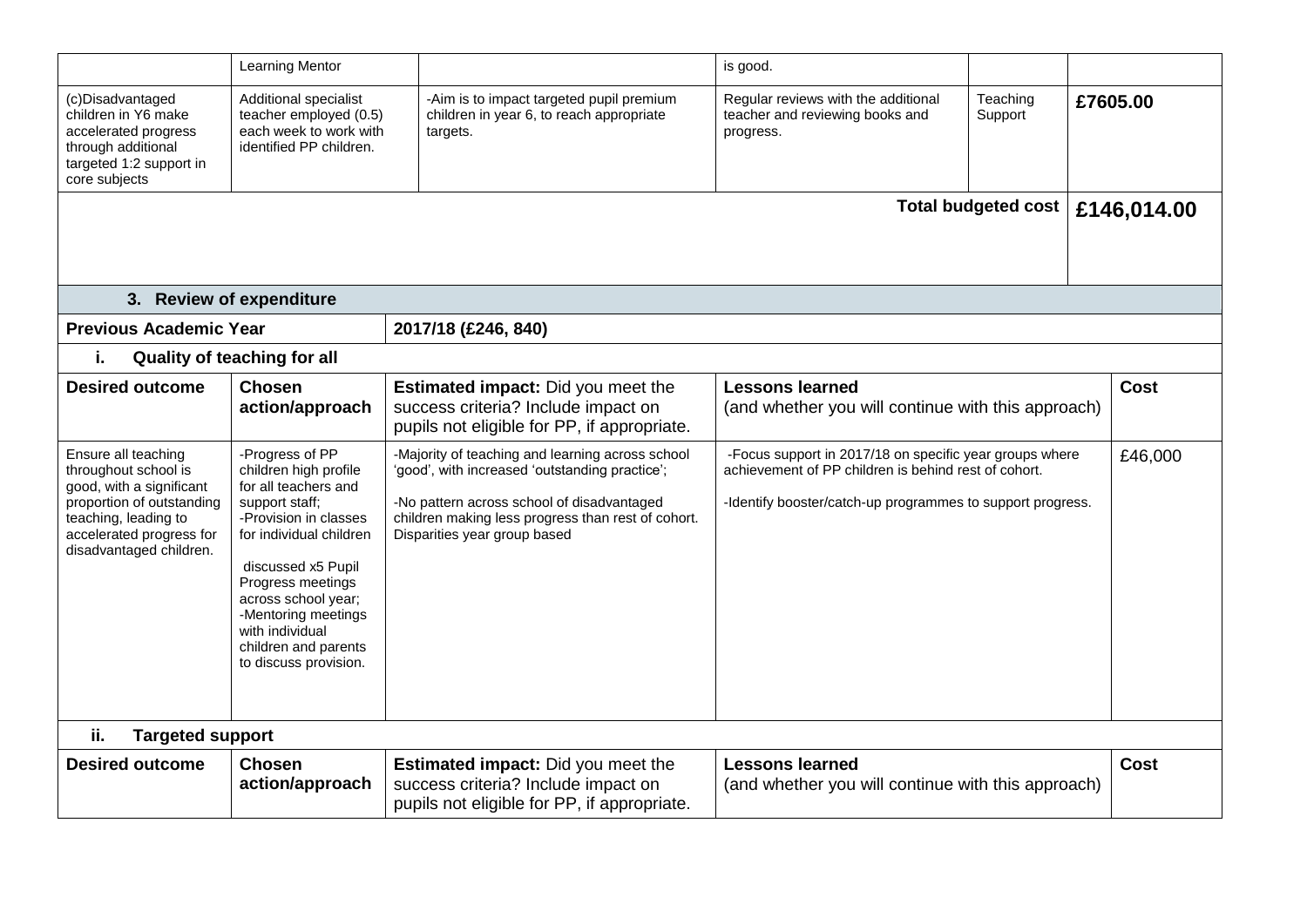| | | | | | |
|---|---|---|---|---|---|
| | Learning Mentor | | is good. | | |
| (c)Disadvantaged children in Y6 make accelerated progress through additional targeted 1:2 support in core subjects | Additional specialist teacher employed (0.5) each week to work with identified PP children. | -Aim is to impact targeted pupil premium children in year 6, to reach appropriate targets. | Regular reviews with the additional teacher and reviewing books and progress. | Teaching Support | **£7605.00** |
| | | | | **Total budgeted cost** | **£146,014.00** |

### 3. Review of expenditure

| | |
|---|---|
| **Previous Academic Year** | **2017/18 (£246, 840)** |

**i. Quality of teaching for all**

| Desired outcome | Chosen action/approach | Estimated impact: Did you meet the success criteria? Include impact on pupils not eligible for PP, if appropriate. | Lessons learned (and whether you will continue with this approach) | Cost |
|---|---|---|---|---|
| Ensure all teaching throughout school is good, with a significant proportion of outstanding teaching, leading to accelerated progress for disadvantaged children. | -Progress of PP children high profile for all teachers and support staff;<br>-Provision in classes for individual children discussed x5 Pupil Progress meetings across school year;<br>-Mentoring meetings with individual children and parents to discuss provision. | -Majority of teaching and learning across school 'good', with increased 'outstanding practice';<br><br>-No pattern across school of disadvantaged children making less progress than rest of cohort. Disparities year group based | -Focus support in 2017/18 on specific year groups where achievement of PP children is behind rest of cohort.<br><br>-Identify booster/catch-up programmes to support progress. | £46,000 |

**ii. Targeted support**

| Desired outcome | Chosen action/approach | Estimated impact: Did you meet the success criteria? Include impact on pupils not eligible for PP, if appropriate. | Lessons learned (and whether you will continue with this approach) | Cost |
|---|---|---|---|---|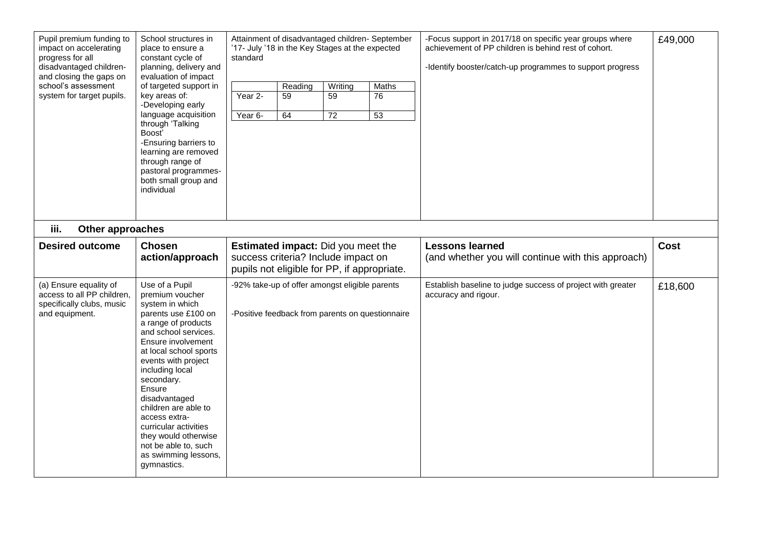| | | | | |
|---|---|---|---|---|
| Pupil premium funding to impact on accelerating progress for all disadvantaged children- and closing the gaps on school's assessment system for target pupils. | School structures in place to ensure a constant cycle of planning, delivery and evaluation of impact of targeted support in key areas of:<br>-Developing early language acquisition through 'Talking Boost'<br>-Ensuring barriers to learning are removed through range of pastoral programmes- both small group and individual | Attainment of disadvantaged children- September '17- July '18 in the Key Stages at the expected standard<br><br>(Year 2- Reading 59, Writing 59, Maths 76; Year 6- Reading 64, Writing 72, Maths 53) | -Focus support in 2017/18 on specific year groups where achievement of PP children is behind rest of cohort.<br><br>-Identify booster/catch-up programmes to support progress | £49,000 |

| | Reading | Writing | Maths |
|---|---|---|---|
| Year 2- | 59 | 59 | 76 |
| Year 6- | 64 | 72 | 53 |

### iii. Other approaches

| Desired outcome | Chosen action/approach | **Estimated impact:** Did you meet the success criteria? Include impact on pupils not eligible for PP, if appropriate. | **Lessons learned** (and whether you will continue with this approach) | Cost |
|---|---|---|---|---|
| (a) Ensure equality of access to all PP children, specifically clubs, music and equipment. | Use of a Pupil premium voucher system in which parents use £100 on a range of products and school services. Ensure involvement at local school sports events with project including local secondary. Ensure disadvantaged children are able to access extra-curricular activities they would otherwise not be able to, such as swimming lessons, gymnastics. | -92% take-up of offer amongst eligible parents<br><br>-Positive feedback from parents on questionnaire | Establish baseline to judge success of project with greater accuracy and rigour. | £18,600 |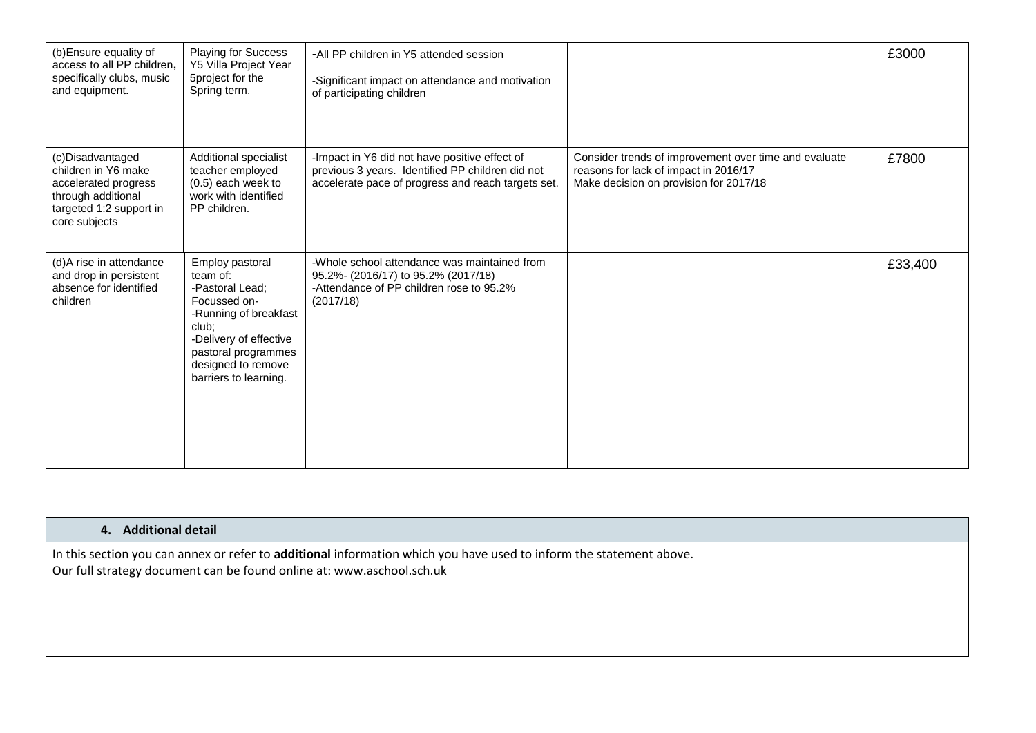| | | | | |
|---|---|---|---|---|
| (b)Ensure equality of access to all PP children, specifically clubs, music and equipment. | Playing for Success Y5 Villa Project Year 5project for the Spring term. | -All PP children in Y5 attended session<br><br>-Significant impact on attendance and motivation of participating children | | £3000 |
| (c)Disadvantaged children in Y6 make accelerated progress through additional targeted 1:2 support in core subjects | Additional specialist teacher employed (0.5) each week to work with identified PP children. | -Impact in Y6 did not have positive effect of previous 3 years. Identified PP children did not accelerate pace of progress and reach targets set. | Consider trends of improvement over time and evaluate reasons for lack of impact in 2016/17<br>Make decision on provision for 2017/18 | £7800 |
| (d)A rise in attendance and drop in persistent absence for identified children | Employ pastoral team of:<br>-Pastoral Lead;<br>Focussed on-<br>-Running of breakfast club;<br>-Delivery of effective pastoral programmes designed to remove barriers to learning. | -Whole school attendance was maintained from 95.2%- (2016/17) to 95.2% (2017/18)<br>-Attendance of PP children rose to 95.2% (2017/18) | | £33,400 |

| **4. Additional detail** |
|---|
| In this section you can annex or refer to **additional** information which you have used to inform the statement above.<br>Our full strategy document can be found online at: www.aschool.sch.uk |